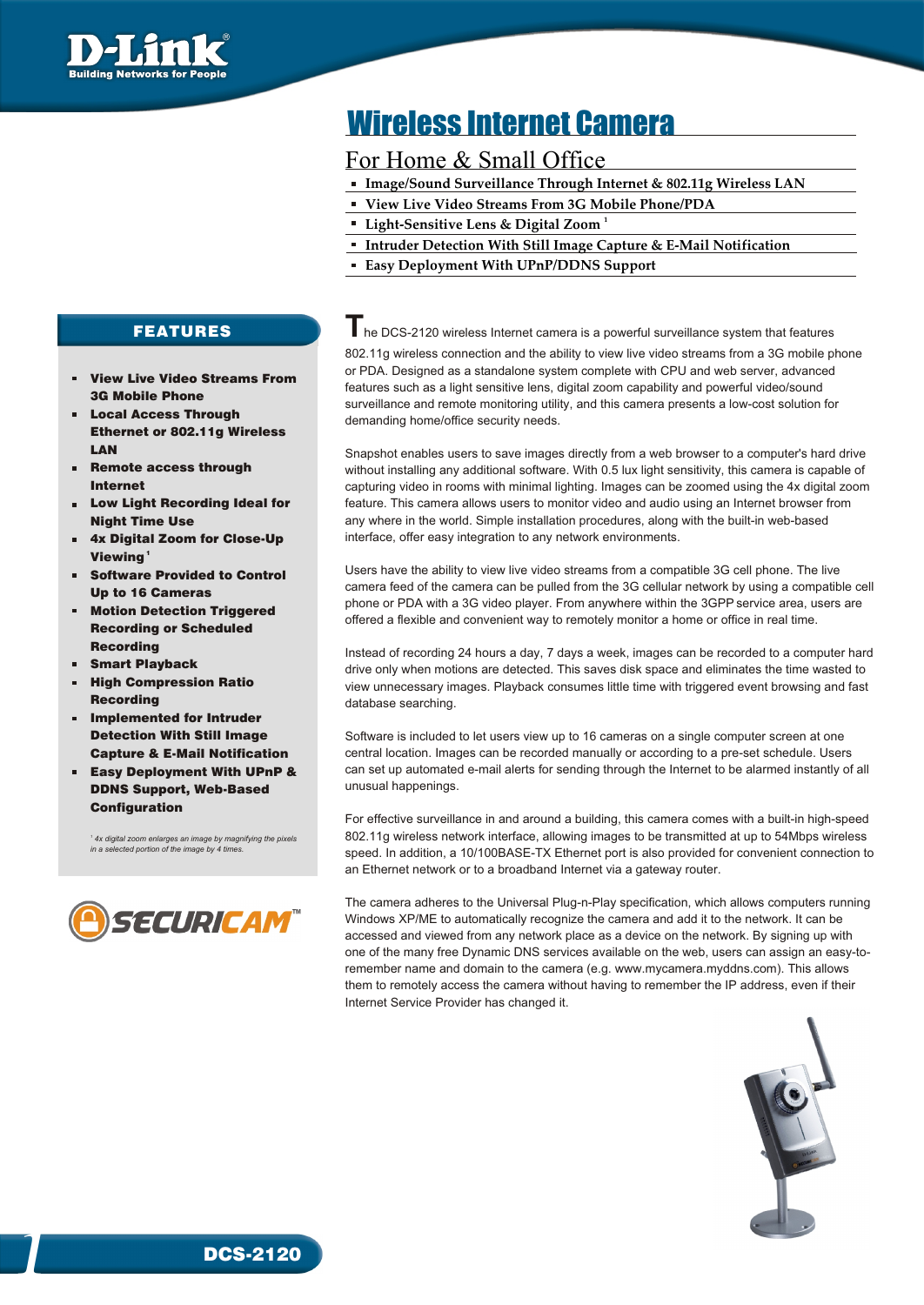# Wireless Internet Camera

## For Home & Small Office

- Image/Sound Surveillance Through Internet & 802.11g Wireless LAN
- View Live Video Streams From 3G Mobile Phone/PDA
- Light-Sensitive Lens & Digital Zoom [1]
- Intruder Detection With Still Image Capture & E-Mail Notification
- Easy Deployment With UPnP/DDNS Support

## FEATURES

- **View Live Video Streams From 3G Mobile Phone**
- **Local Access Through Ethernet or 802.11g Wireless LAN**
- **Remote access through Internet**
- **Low Light Recording Ideal for Night Time Use**
- **4x Digital Zoom for Close-Up Viewing [1]**
- **Software Provided to Control Up to 16 Cameras**
- **Motion Detection Triggered Recording or Scheduled Recording**
- **Smart Playback**
- **High Compression Ratio Recording**
- **Implemented for Intruder Detection With Still Image Capture & E-Mail Notification**
- **Easy Deployment With UPnP & DDNS Support, Web-Based Configuration**

*[1] 4x digital zoom enlarges an image by magnifying the pixels in a selected portion of the image by 4 times.*

SECURICAM™

The DCS-2120 wireless Internet camera is a powerful surveillance system that features 802.11g wireless connection and the ability to view live video streams from a 3G mobile phone or PDA. Designed as a standalone system complete with CPU and web server, advanced features such as a light sensitive lens, digital zoom capability and powerful video/sound surveillance and remote monitoring utility, and this camera presents a low-cost solution for demanding home/office security needs.

Snapshot enables users to save images directly from a web browser to a computer's hard drive without installing any additional software. With 0.5 lux light sensitivity, this camera is capable of capturing video in rooms with minimal lighting. Images can be zoomed using the 4x digital zoom feature. This camera allows users to monitor video and audio using an Internet browser from any where in the world. Simple installation procedures, along with the built-in web-based interface, offer easy integration to any network environments.

Users have the ability to view live video streams from a compatible 3G cell phone. The live camera feed of the camera can be pulled from the 3G cellular network by using a compatible cell phone or PDA with a 3G video player. From anywhere within the 3GPP service area, users are offered a flexible and convenient way to remotely monitor a home or office in real time.

Instead of recording 24 hours a day, 7 days a week, images can be recorded to a computer hard drive only when motions are detected. This saves disk space and eliminates the time wasted to view unnecessary images. Playback consumes little time with triggered event browsing and fast database searching.

Software is included to let users view up to 16 cameras on a single computer screen at one central location. Images can be recorded manually or according to a pre-set schedule. Users can set up automated e-mail alerts for sending through the Internet to be alarmed instantly of all unusual happenings.

For effective surveillance in and around a building, this camera comes with a built-in high-speed 802.11g wireless network interface, allowing images to be transmitted at up to 54Mbps wireless speed. In addition, a 10/100BASE-TX Ethernet port is also provided for convenient connection to an Ethernet network or to a broadband Internet via a gateway router.

The camera adheres to the Universal Plug-n-Play specification, which allows computers running Windows XP/ME to automatically recognize the camera and add it to the network. It can be accessed and viewed from any network place as a device on the network. By signing up with one of the many free Dynamic DNS services available on the web, users can assign an easy-to-remember name and domain to the camera (e.g. www.mycamera.myddns.com). This allows them to remotely access the camera without having to remember the IP address, even if their Internet Service Provider has changed it.

**DCS-2120**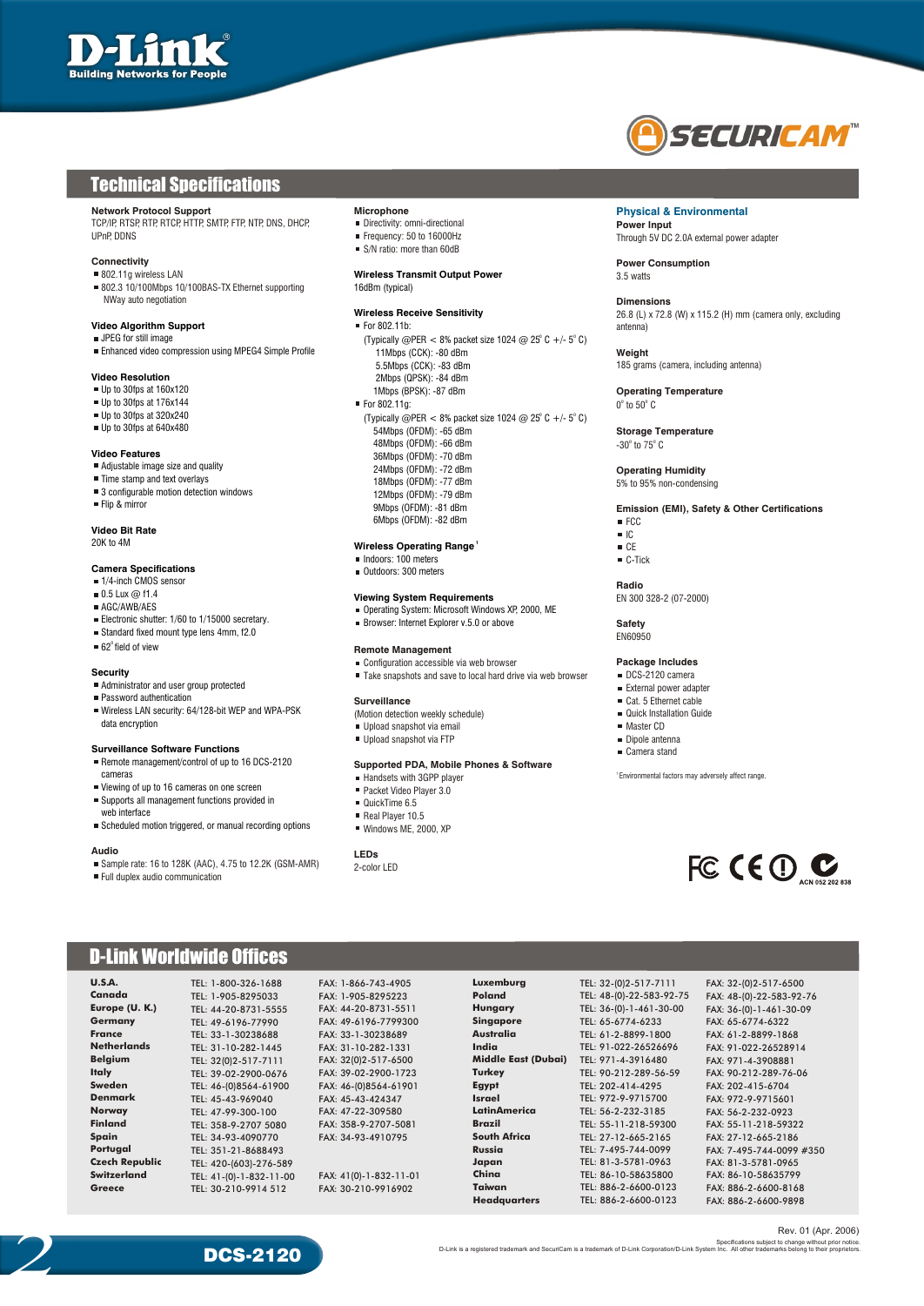## Technical Specifications

**Network Protocol Support**
TCP/IP, RTSP, RTP, RTCP, HTTP, SMTP, FTP, NTP, DNS, DHCP, UPnP, DDNS

**Connectivity**
- 802.11g wireless LAN
- 802.3 10/100Mbps 10/100BAS-TX Ethernet supporting NWay auto negotiation

**Video Algorithm Support**
- JPEG for still image
- Enhanced video compression using MPEG4 Simple Profile

**Video Resolution**
- Up to 30fps at 160x120
- Up to 30fps at 176x144
- Up to 30fps at 320x240
- Up to 30fps at 640x480

**Video Features**
- Adjustable image size and quality
- Time stamp and text overlays
- 3 configurable motion detection windows
- Flip & mirror

**Video Bit Rate**
20K to 4M

**Camera Specifications**
- 1/4-inch CMOS sensor
- 0.5 Lux @ f1.4
- AGC/AWB/AES
- Electronic shutter: 1/60 to 1/15000 secretary.
- Standard fixed mount type lens 4mm, f2.0
- 62° field of view

**Security**
- Administrator and user group protected
- Password authentication
- Wireless LAN security: 64/128-bit WEP and WPA-PSK data encryption

**Surveillance Software Functions**
- Remote management/control of up to 16 DCS-2120 cameras
- Viewing of up to 16 cameras on one screen
- Supports all management functions provided in web interface
- Scheduled motion triggered, or manual recording options

**Audio**
- Sample rate: 16 to 128K (AAC), 4.75 to 12.2K (GSM-AMR)
- Full duplex audio communication

**Microphone**
- Directivity: omni-directional
- Frequency: 50 to 16000Hz
- S/N ratio: more than 60dB

**Wireless Transmit Output Power**
16dBm (typical)

**Wireless Receive Sensitivity**
- For 802.11b:
  (Typically @PER < 8% packet size 1024 @ 25° C +/- 5° C)
  11Mbps (CCK): -80 dBm
  5.5Mbps (CCK): -83 dBm
  2Mbps (QPSK): -84 dBm
  1Mbps (BPSK): -87 dBm
- For 802.11g:
  (Typically @PER < 8% packet size 1024 @ 25° C +/- 5° C)
  54Mbps (OFDM): -65 dBm
  48Mbps (OFDM): -66 dBm
  36Mbps (OFDM): -70 dBm
  24Mbps (OFDM): -72 dBm
  18Mbps (OFDM): -77 dBm
  12Mbps (OFDM): -79 dBm
  9Mbps (OFDM): -81 dBm
  6Mbps (OFDM): -82 dBm

**Wireless Operating Range**[1]
- Indoors: 100 meters
- Outdoors: 300 meters

**Viewing System Requirements**
- Operating System: Microsoft Windows XP, 2000, ME
- Browser: Internet Explorer v.5.0 or above

**Remote Management**
- Configuration accessible via web browser
- Take snapshots and save to local hard drive via web browser

**Surveillance**
(Motion detection weekly schedule)
- Upload snapshot via email
- Upload snapshot via FTP

**Supported PDA, Mobile Phones & Software**
- Handsets with 3GPP player
- Packet Video Player 3.0
- QuickTime 6.5
- Real Player 10.5
- Windows ME, 2000, XP

**LEDs**
2-color LED

### Physical & Environmental

**Power Input**
Through 5V DC 2.0A external power adapter

**Power Consumption**
3.5 watts

**Dimensions**
26.8 (L) x 72.8 (W) x 115.2 (H) mm (camera only, excluding antenna)

**Weight**
185 grams (camera, including antenna)

**Operating Temperature**
0° to 50° C

**Storage Temperature**
-30° to 75° C

**Operating Humidity**
5% to 95% non-condensing

**Emission (EMI), Safety & Other Certifications**
- FCC
- IC
- CE
- C-Tick

**Radio**
EN 300 328-2 (07-2000)

**Safety**
EN60950

**Package Includes**
- DCS-2120 camera
- External power adapter
- Cat. 5 Ethernet cable
- Quick Installation Guide
- Master CD
- Dipole antenna
- Camera stand

[1] Environmental factors may adversely affect range.

ACN 052 202 838

## D-Link Worldwide Offices

| | | |
|---|---|---|
| U.S.A. | TEL: 1-800-326-1688 | FAX: 1-866-743-4905 |
| Canada | TEL: 1-905-8295033 | FAX: 1-905-8295223 |
| Europe (U. K.) | TEL: 44-20-8731-5555 | FAX: 44-20-8731-5511 |
| Germany | TEL: 49-6196-77990 | FAX: 49-6196-7799300 |
| France | TEL: 33-1-30238688 | FAX: 33-1-30238689 |
| Netherlands | TEL: 31-10-282-1445 | FAX: 31-10-282-1331 |
| Belgium | TEL: 32(0)2-517-7111 | FAX: 32(0)2-517-6500 |
| Italy | TEL: 39-02-2900-0676 | FAX: 39-02-2900-1723 |
| Sweden | TEL: 46-(0)8564-61900 | FAX: 46-(0)8564-61901 |
| Denmark | TEL: 45-43-969040 | FAX: 45-43-424347 |
| Norway | TEL: 47-99-300-100 | FAX: 47-22-309580 |
| Finland | TEL: 358-9-2707 5080 | FAX: 358-9-2707-5081 |
| Spain | TEL: 34-93-4090770 | FAX: 34-93-4910795 |
| Portugal | TEL: 351-21-8688493 | |
| Czech Republic | TEL: 420-(603)-276-589 | |
| Switzerland | TEL: 41-(0)-1-832-11-00 | FAX: 41(0)-1-832-11-01 |
| Greece | TEL: 30-210-9914 512 | FAX: 30-210-9916902 |
| Luxemburg | TEL: 32-(0)2-517-7111 | FAX: 32-(0)2-517-6500 |
| Poland | TEL: 48-(0)-22-583-92-75 | FAX: 48-(0)-22-583-92-76 |
| Hungary | TEL: 36-(0)-1-461-30-00 | FAX: 36-(0)-1-461-30-09 |
| Singapore | TEL: 65-6774-6233 | FAX: 65-6774-6322 |
| Australia | TEL: 61-2-8899-1800 | FAX: 61-2-8899-1868 |
| India | TEL: 91-022-26526696 | FAX: 91-022-26528914 |
| Middle East (Dubai) | TEL: 971-4-3916480 | FAX: 971-4-3908881 |
| Turkey | TEL: 90-212-289-56-59 | FAX: 90-212-289-76-06 |
| Egypt | TEL: 202-414-4295 | FAX: 202-415-6704 |
| Israel | TEL: 972-9-9715700 | FAX: 972-9-9715601 |
| LatinAmerica | TEL: 56-2-232-3185 | FAX: 56-2-232-0923 |
| Brazil | TEL: 55-11-218-59300 | FAX: 55-11-218-59322 |
| South Africa | TEL: 27-12-665-2165 | FAX: 27-12-665-2186 |
| Russia | TEL: 7-495-744-0099 | FAX: 7-495-744-0099 #350 |
| Japan | TEL: 81-3-5781-0963 | FAX: 81-3-5781-0965 |
| China | TEL: 86-10-58635800 | FAX: 86-10-58635799 |
| Taiwan | TEL: 886-2-6600-0123 | FAX: 886-2-6600-8168 |
| Headquarters | TEL: 886-2-6600-0123 | FAX: 886-2-6600-9898 |

DCS-2120

Rev. 01 (Apr. 2006)

Specifications subject to change without prior notice.
D-Link is a registered trademark and SecuriCam is a trademark of D-Link Corporation/D-Link System Inc. All other trademarks belong to their proprietors.